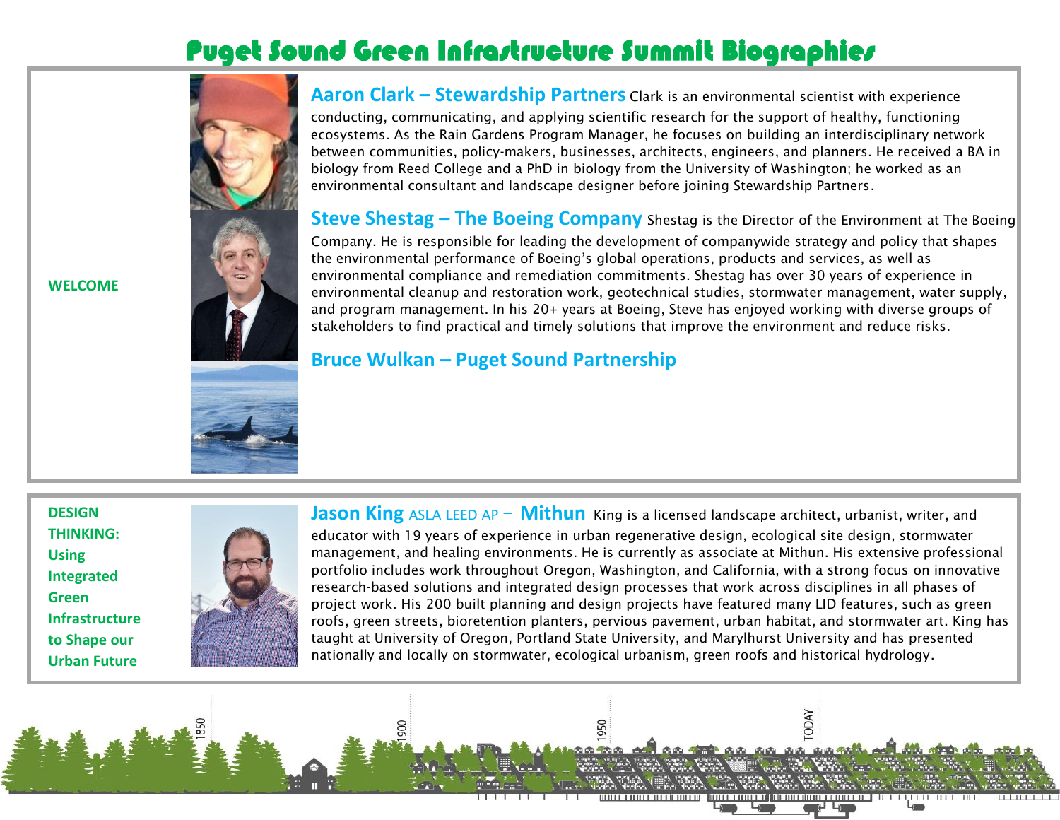# Puget Sound Green Infrastructure Summit Biographies

## WELCOME

**Aaron Clark – Stewardship Partners** Clark is an environmental scientist with experience conducting, communicating, and applying scientific research for the support of healthy, functioning ecosystems. As the Rain Gardens Program Manager, he focuses on building an interdisciplinary network between communities, policy-makers, businesses, architects, engineers, and planners. He received a BA in biology from Reed College and a PhD in biology from the University of Washington; he worked as an environmental consultant and landscape designer before joining Stewardship Partners.

**Steve Shestag – The Boeing Company** Shestag is the Director of the Environment at The Boeing Company. He is responsible for leading the development of companywide strategy and policy that shapes the environmental performance of Boeing's global operations, products and services, as well as environmental compliance and remediation commitments. Shestag has over 30 years of experience in environmental cleanup and restoration work, geotechnical studies, stormwater management, water supply, and program management. In his 20+ years at Boeing, Steve has enjoyed working with diverse groups of stakeholders to find practical and timely solutions that improve the environment and reduce risks.

**Bruce Wulkan – Puget Sound Partnership**

## DESIGN THINKING: Using Integrated Green Infrastructure to Shape our Urban Future

**Jason King** ASLA LEED AP – **Mithun** King is a licensed landscape architect, urbanist, writer, and educator with 19 years of experience in urban regenerative design, ecological site design, stormwater management, and healing environments. He is currently as associate at Mithun. His extensive professional portfolio includes work throughout Oregon, Washington, and California, with a strong focus on innovative research-based solutions and integrated design processes that work across disciplines in all phases of project work. His 200 built planning and design projects have featured many LID features, such as green roofs, green streets, bioretention planters, pervious pavement, urban habitat, and stormwater art. King has taught at University of Oregon, Portland State University, and Marylhurst University and has presented nationally and locally on stormwater, ecological urbanism, green roofs and historical hydrology.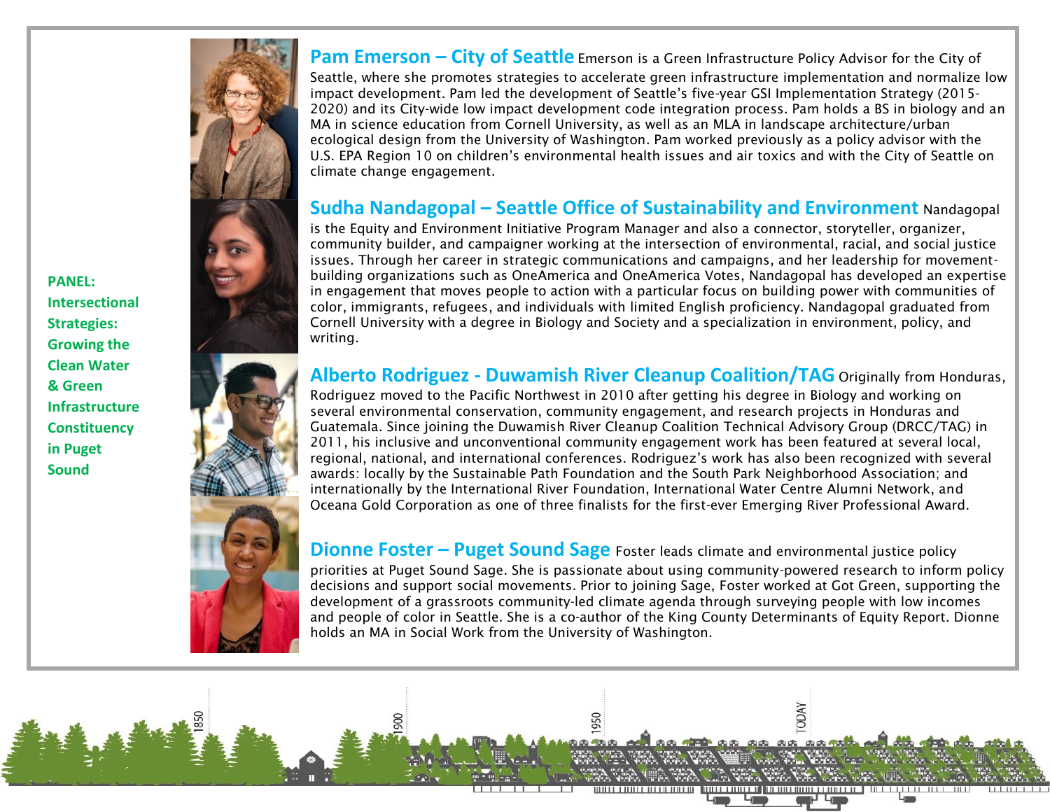**PANEL: Intersectional Strategies: Growing the Clean Water & Green Infrastructure Constituency in Puget Sound**

**Pam Emerson – City of Seattle** Emerson is a Green Infrastructure Policy Advisor for the City of Seattle, where she promotes strategies to accelerate green infrastructure implementation and normalize low impact development. Pam led the development of Seattle's five-year GSI Implementation Strategy (2015-2020) and its City-wide low impact development code integration process. Pam holds a BS in biology and an MA in science education from Cornell University, as well as an MLA in landscape architecture/urban ecological design from the University of Washington. Pam worked previously as a policy advisor with the U.S. EPA Region 10 on children's environmental health issues and air toxics and with the City of Seattle on climate change engagement.

**Sudha Nandagopal – Seattle Office of Sustainability and Environment** Nandagopal is the Equity and Environment Initiative Program Manager and also a connector, storyteller, organizer, community builder, and campaigner working at the intersection of environmental, racial, and social justice issues. Through her career in strategic communications and campaigns, and her leadership for movement-building organizations such as OneAmerica and OneAmerica Votes, Nandagopal has developed an expertise in engagement that moves people to action with a particular focus on building power with communities of color, immigrants, refugees, and individuals with limited English proficiency. Nandagopal graduated from Cornell University with a degree in Biology and Society and a specialization in environment, policy, and writing.

**Alberto Rodriguez - Duwamish River Cleanup Coalition/TAG** Originally from Honduras, Rodriguez moved to the Pacific Northwest in 2010 after getting his degree in Biology and working on several environmental conservation, community engagement, and research projects in Honduras and Guatemala. Since joining the Duwamish River Cleanup Coalition Technical Advisory Group (DRCC/TAG) in 2011, his inclusive and unconventional community engagement work has been featured at several local, regional, national, and international conferences. Rodriguez's work has also been recognized with several awards: locally by the Sustainable Path Foundation and the South Park Neighborhood Association; and internationally by the International River Foundation, International Water Centre Alumni Network, and Oceana Gold Corporation as one of three finalists for the first-ever Emerging River Professional Award.

**Dionne Foster – Puget Sound Sage** Foster leads climate and environmental justice policy priorities at Puget Sound Sage. She is passionate about using community-powered research to inform policy decisions and support social movements. Prior to joining Sage, Foster worked at Got Green, supporting the development of a grassroots community-led climate agenda through surveying people with low incomes and people of color in Seattle. She is a co-author of the King County Determinants of Equity Report. Dionne holds an MA in Social Work from the University of Washington.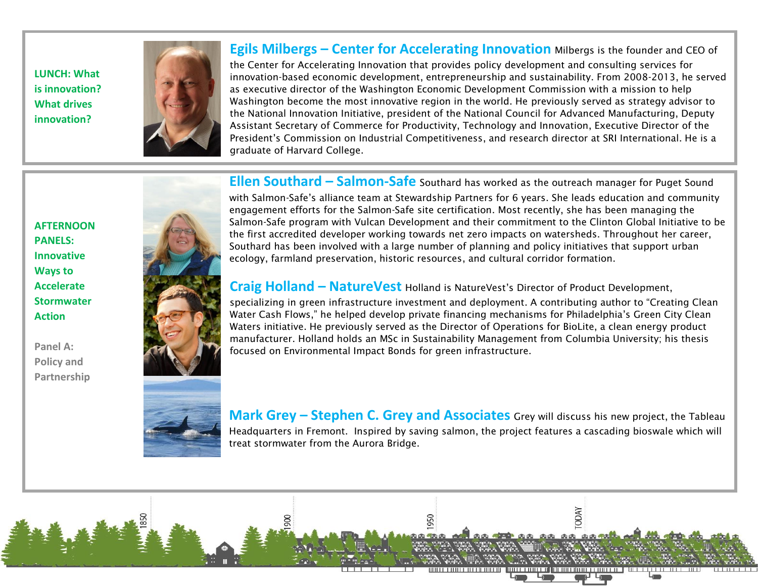**LUNCH: What is innovation? What drives innovation?**

### Egils Milbergs – Center for Accelerating Innovation

Milbergs is the founder and CEO of the Center for Accelerating Innovation that provides policy development and consulting services for innovation-based economic development, entrepreneurship and sustainability. From 2008-2013, he served as executive director of the Washington Economic Development Commission with a mission to help Washington become the most innovative region in the world. He previously served as strategy advisor to the National Innovation Initiative, president of the National Council for Advanced Manufacturing, Deputy Assistant Secretary of Commerce for Productivity, Technology and Innovation, Executive Director of the President's Commission on Industrial Competitiveness, and research director at SRI International. He is a graduate of Harvard College.

**AFTERNOON PANELS: Innovative Ways to Accelerate Stormwater Action**

**Panel A: Policy and Partnership**

### Ellen Southard – Salmon-Safe

Southard has worked as the outreach manager for Puget Sound with Salmon-Safe's alliance team at Stewardship Partners for 6 years. She leads education and community engagement efforts for the Salmon-Safe site certification. Most recently, she has been managing the Salmon-Safe program with Vulcan Development and their commitment to the Clinton Global Initiative to be the first accredited developer working towards net zero impacts on watersheds. Throughout her career, Southard has been involved with a large number of planning and policy initiatives that support urban ecology, farmland preservation, historic resources, and cultural corridor formation.

### Craig Holland – NatureVest

Holland is NatureVest's Director of Product Development, specializing in green infrastructure investment and deployment. A contributing author to "Creating Clean Water Cash Flows," he helped develop private financing mechanisms for Philadelphia's Green City Clean Waters initiative. He previously served as the Director of Operations for BioLite, a clean energy product manufacturer. Holland holds an MSc in Sustainability Management from Columbia University; his thesis focused on Environmental Impact Bonds for green infrastructure.

### Mark Grey – Stephen C. Grey and Associates

Grey will discuss his new project, the Tableau Headquarters in Fremont. Inspired by saving salmon, the project features a cascading bioswale which will treat stormwater from the Aurora Bridge.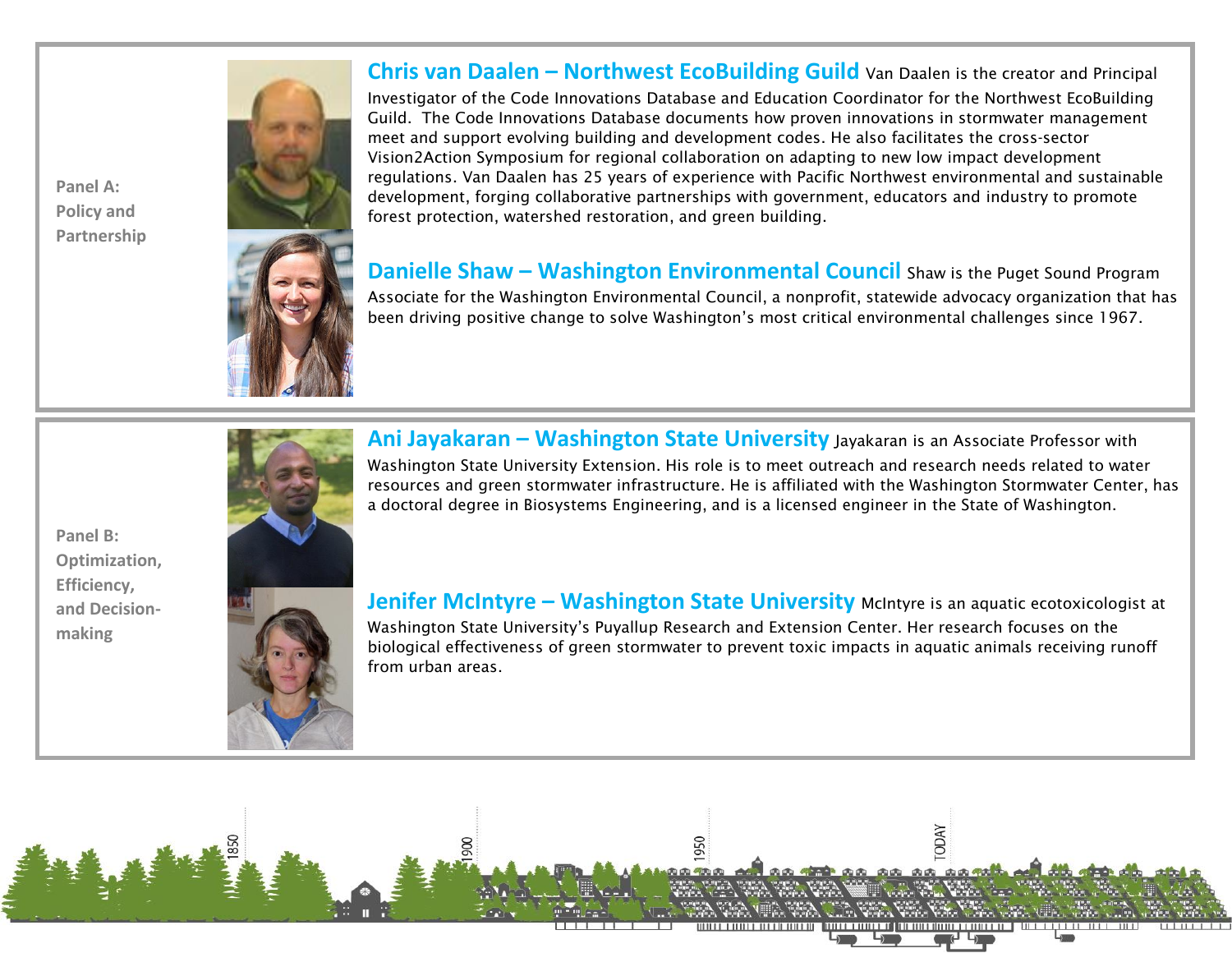## Panel A: Policy and Partnership

**Chris van Daalen – Northwest EcoBuilding Guild** Van Daalen is the creator and Principal Investigator of the Code Innovations Database and Education Coordinator for the Northwest EcoBuilding Guild. The Code Innovations Database documents how proven innovations in stormwater management meet and support evolving building and development codes. He also facilitates the cross-sector Vision2Action Symposium for regional collaboration on adapting to new low impact development regulations. Van Daalen has 25 years of experience with Pacific Northwest environmental and sustainable development, forging collaborative partnerships with government, educators and industry to promote forest protection, watershed restoration, and green building.

**Danielle Shaw – Washington Environmental Council** Shaw is the Puget Sound Program Associate for the Washington Environmental Council, a nonprofit, statewide advocacy organization that has been driving positive change to solve Washington's most critical environmental challenges since 1967.

## Panel B: Optimization, Efficiency, and Decision-making

**Ani Jayakaran – Washington State University** Jayakaran is an Associate Professor with Washington State University Extension. His role is to meet outreach and research needs related to water resources and green stormwater infrastructure. He is affiliated with the Washington Stormwater Center, has a doctoral degree in Biosystems Engineering, and is a licensed engineer in the State of Washington.

**Jenifer McIntyre – Washington State University** McIntyre is an aquatic ecotoxicologist at Washington State University's Puyallup Research and Extension Center. Her research focuses on the biological effectiveness of green stormwater to prevent toxic impacts in aquatic animals receiving runoff from urban areas.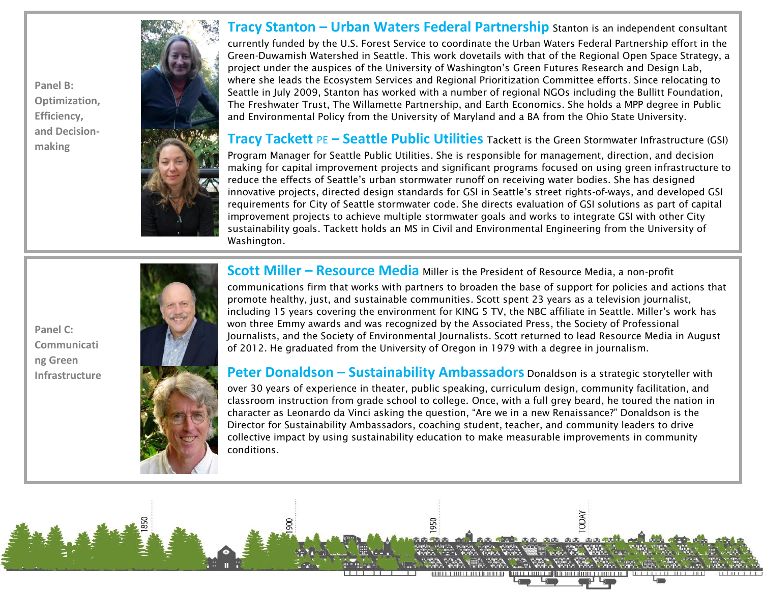**Panel B: Optimization, Efficiency, and Decision-making**

### Tracy Stanton – Urban Waters Federal Partnership

Stanton is an independent consultant currently funded by the U.S. Forest Service to coordinate the Urban Waters Federal Partnership effort in the Green-Duwamish Watershed in Seattle. This work dovetails with that of the Regional Open Space Strategy, a project under the auspices of the University of Washington's Green Futures Research and Design Lab, where she leads the Ecosystem Services and Regional Prioritization Committee efforts. Since relocating to Seattle in July 2009, Stanton has worked with a number of regional NGOs including the Bullitt Foundation, The Freshwater Trust, The Willamette Partnership, and Earth Economics. She holds a MPP degree in Public and Environmental Policy from the University of Maryland and a BA from the Ohio State University.

### Tracy Tackett PE – Seattle Public Utilities

Tackett is the Green Stormwater Infrastructure (GSI) Program Manager for Seattle Public Utilities. She is responsible for management, direction, and decision making for capital improvement projects and significant programs focused on using green infrastructure to reduce the effects of Seattle's urban stormwater runoff on receiving water bodies. She has designed innovative projects, directed design standards for GSI in Seattle's street rights-of-ways, and developed GSI requirements for City of Seattle stormwater code. She directs evaluation of GSI solutions as part of capital improvement projects to achieve multiple stormwater goals and works to integrate GSI with other City sustainability goals. Tackett holds an MS in Civil and Environmental Engineering from the University of Washington.

**Panel C: Communicating Green Infrastructure**

### Scott Miller – Resource Media

Miller is the President of Resource Media, a non-profit communications firm that works with partners to broaden the base of support for policies and actions that promote healthy, just, and sustainable communities. Scott spent 23 years as a television journalist, including 15 years covering the environment for KING 5 TV, the NBC affiliate in Seattle. Miller's work has won three Emmy awards and was recognized by the Associated Press, the Society of Professional Journalists, and the Society of Environmental Journalists. Scott returned to lead Resource Media in August of 2012. He graduated from the University of Oregon in 1979 with a degree in journalism.

### Peter Donaldson – Sustainability Ambassadors

Donaldson is a strategic storyteller with over 30 years of experience in theater, public speaking, curriculum design, community facilitation, and classroom instruction from grade school to college. Once, with a full grey beard, he toured the nation in character as Leonardo da Vinci asking the question, "Are we in a new Renaissance?" Donaldson is the Director for Sustainability Ambassadors, coaching student, teacher, and community leaders to drive collective impact by using sustainability education to make measurable improvements in community conditions.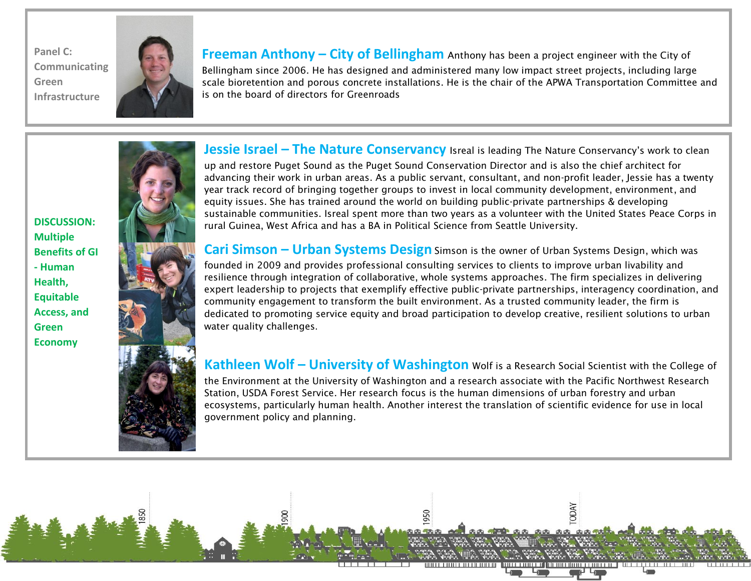Panel C: Communicating Green Infrastructure

**Freeman Anthony – City of Bellingham** Anthony has been a project engineer with the City of Bellingham since 2006. He has designed and administered many low impact street projects, including large scale bioretention and porous concrete installations. He is the chair of the APWA Transportation Committee and is on the board of directors for Greenroads

**DISCUSSION: Multiple Benefits of GI - Human Health, Equitable Access, and Green Economy**

**Jessie Israel – The Nature Conservancy** Isreal is leading The Nature Conservancy's work to clean up and restore Puget Sound as the Puget Sound Conservation Director and is also the chief architect for advancing their work in urban areas. As a public servant, consultant, and non-profit leader, Jessie has a twenty year track record of bringing together groups to invest in local community development, environment, and equity issues. She has trained around the world on building public-private partnerships & developing sustainable communities. Isreal spent more than two years as a volunteer with the United States Peace Corps in rural Guinea, West Africa and has a BA in Political Science from Seattle University.

**Cari Simson – Urban Systems Design** Simson is the owner of Urban Systems Design, which was founded in 2009 and provides professional consulting services to clients to improve urban livability and resilience through integration of collaborative, whole systems approaches. The firm specializes in delivering expert leadership to projects that exemplify effective public-private partnerships, interagency coordination, and community engagement to transform the built environment. As a trusted community leader, the firm is dedicated to promoting service equity and broad participation to develop creative, resilient solutions to urban water quality challenges.

**Kathleen Wolf – University of Washington** Wolf is a Research Social Scientist with the College of the Environment at the University of Washington and a research associate with the Pacific Northwest Research Station, USDA Forest Service. Her research focus is the human dimensions of urban forestry and urban ecosystems, particularly human health. Another interest the translation of scientific evidence for use in local government policy and planning.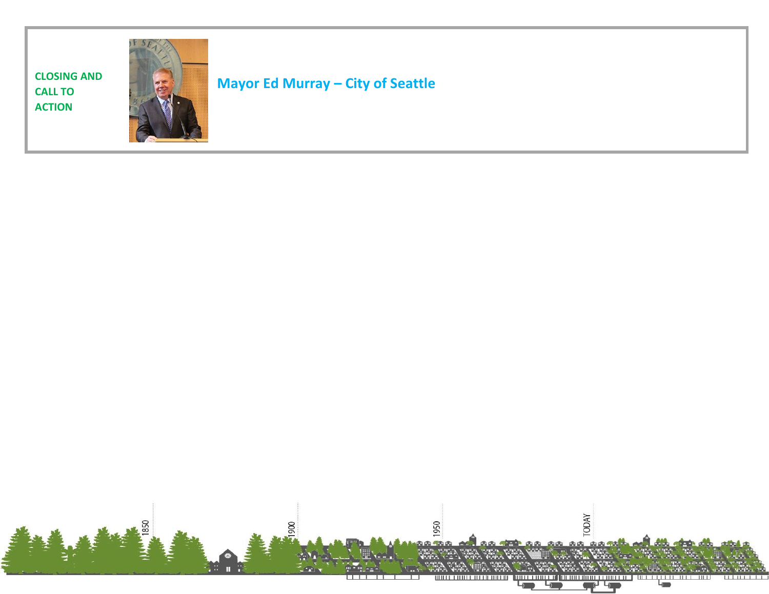CLOSING AND CALL TO ACTION

**Mayor Ed Murray – City of Seattle**

1850

1900

1950

TODAY